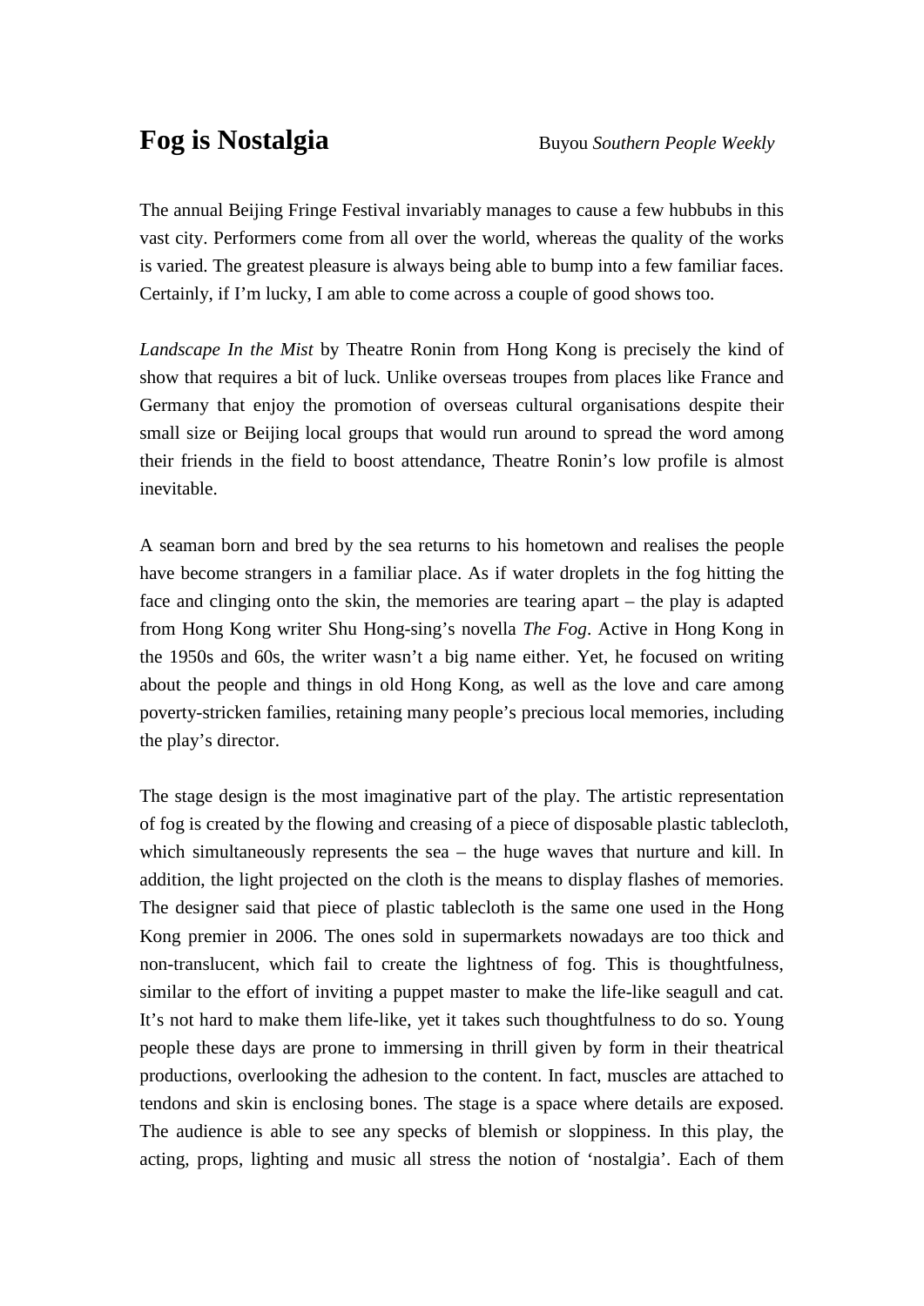# Fog is Nostalgia

Buyou *Southern People Weekly*

The annual Beijing Fringe Festival invariably manages to cause a few hubbubs in this vast city. Performers come from all over the world, whereas the quality of the works is varied. The greatest pleasure is always being able to bump into a few familiar faces. Certainly, if I'm lucky, I am able to come across a couple of good shows too.

*Landscape In the Mist* by Theatre Ronin from Hong Kong is precisely the kind of show that requires a bit of luck. Unlike overseas troupes from places like France and Germany that enjoy the promotion of overseas cultural organisations despite their small size or Beijing local groups that would run around to spread the word among their friends in the field to boost attendance, Theatre Ronin's low profile is almost inevitable.

A seaman born and bred by the sea returns to his hometown and realises the people have become strangers in a familiar place. As if water droplets in the fog hitting the face and clinging onto the skin, the memories are tearing apart – the play is adapted from Hong Kong writer Shu Hong-sing's novella *The Fog*. Active in Hong Kong in the 1950s and 60s, the writer wasn't a big name either. Yet, he focused on writing about the people and things in old Hong Kong, as well as the love and care among poverty-stricken families, retaining many people's precious local memories, including the play's director.

The stage design is the most imaginative part of the play. The artistic representation of fog is created by the flowing and creasing of a piece of disposable plastic tablecloth, which simultaneously represents the sea – the huge waves that nurture and kill. In addition, the light projected on the cloth is the means to display flashes of memories. The designer said that piece of plastic tablecloth is the same one used in the Hong Kong premier in 2006. The ones sold in supermarkets nowadays are too thick and non-translucent, which fail to create the lightness of fog. This is thoughtfulness, similar to the effort of inviting a puppet master to make the life-like seagull and cat. It's not hard to make them life-like, yet it takes such thoughtfulness to do so. Young people these days are prone to immersing in thrill given by form in their theatrical productions, overlooking the adhesion to the content. In fact, muscles are attached to tendons and skin is enclosing bones. The stage is a space where details are exposed. The audience is able to see any specks of blemish or sloppiness. In this play, the acting, props, lighting and music all stress the notion of 'nostalgia'. Each of them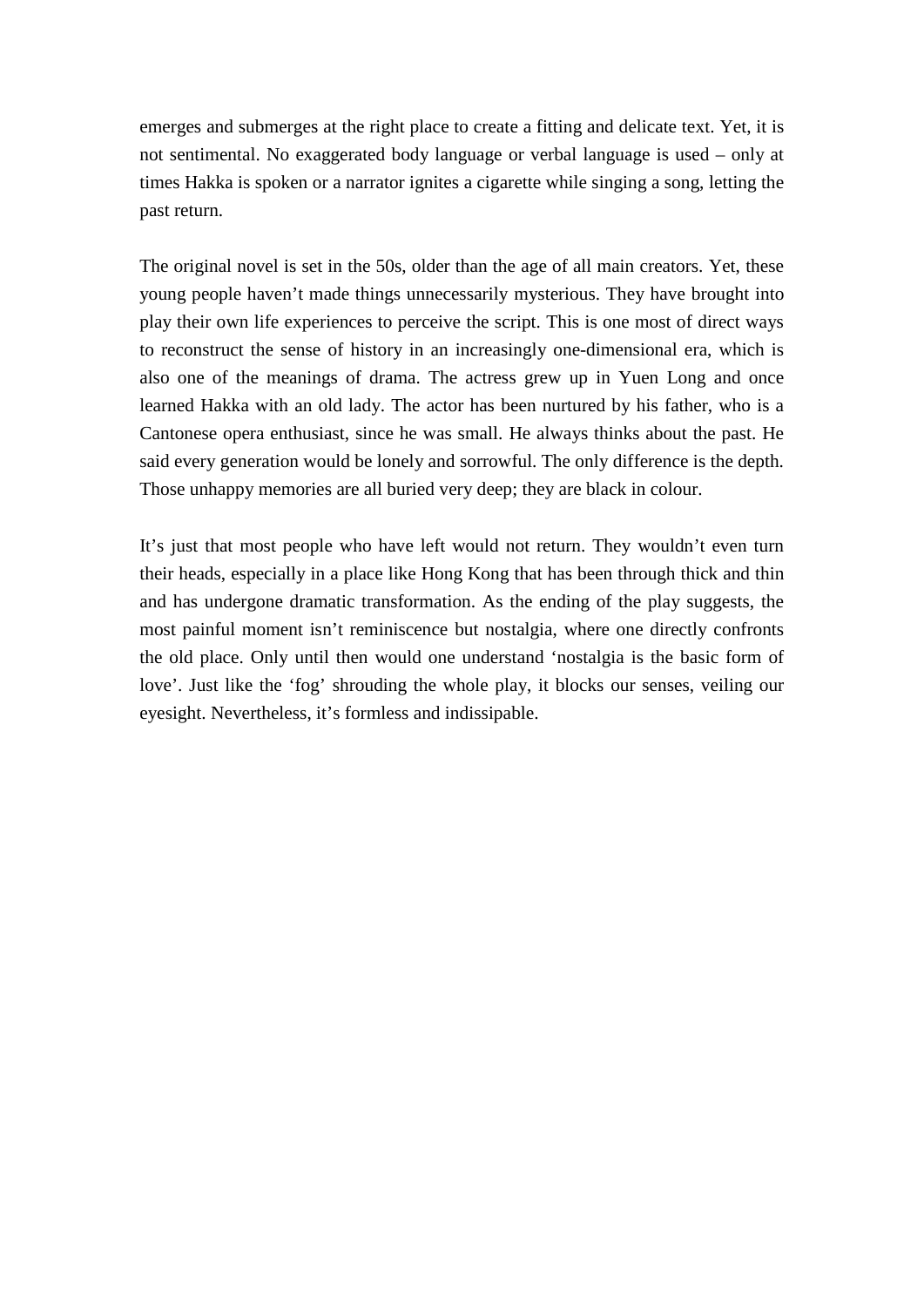emerges and submerges at the right place to create a fitting and delicate text. Yet, it is not sentimental. No exaggerated body language or verbal language is used – only at times Hakka is spoken or a narrator ignites a cigarette while singing a song, letting the past return.

The original novel is set in the 50s, older than the age of all main creators. Yet, these young people haven't made things unnecessarily mysterious. They have brought into play their own life experiences to perceive the script. This is one most of direct ways to reconstruct the sense of history in an increasingly one-dimensional era, which is also one of the meanings of drama. The actress grew up in Yuen Long and once learned Hakka with an old lady. The actor has been nurtured by his father, who is a Cantonese opera enthusiast, since he was small. He always thinks about the past. He said every generation would be lonely and sorrowful. The only difference is the depth. Those unhappy memories are all buried very deep; they are black in colour.

It's just that most people who have left would not return. They wouldn't even turn their heads, especially in a place like Hong Kong that has been through thick and thin and has undergone dramatic transformation. As the ending of the play suggests, the most painful moment isn't reminiscence but nostalgia, where one directly confronts the old place. Only until then would one understand 'nostalgia is the basic form of love'. Just like the 'fog' shrouding the whole play, it blocks our senses, veiling our eyesight. Nevertheless, it's formless and indissipable.